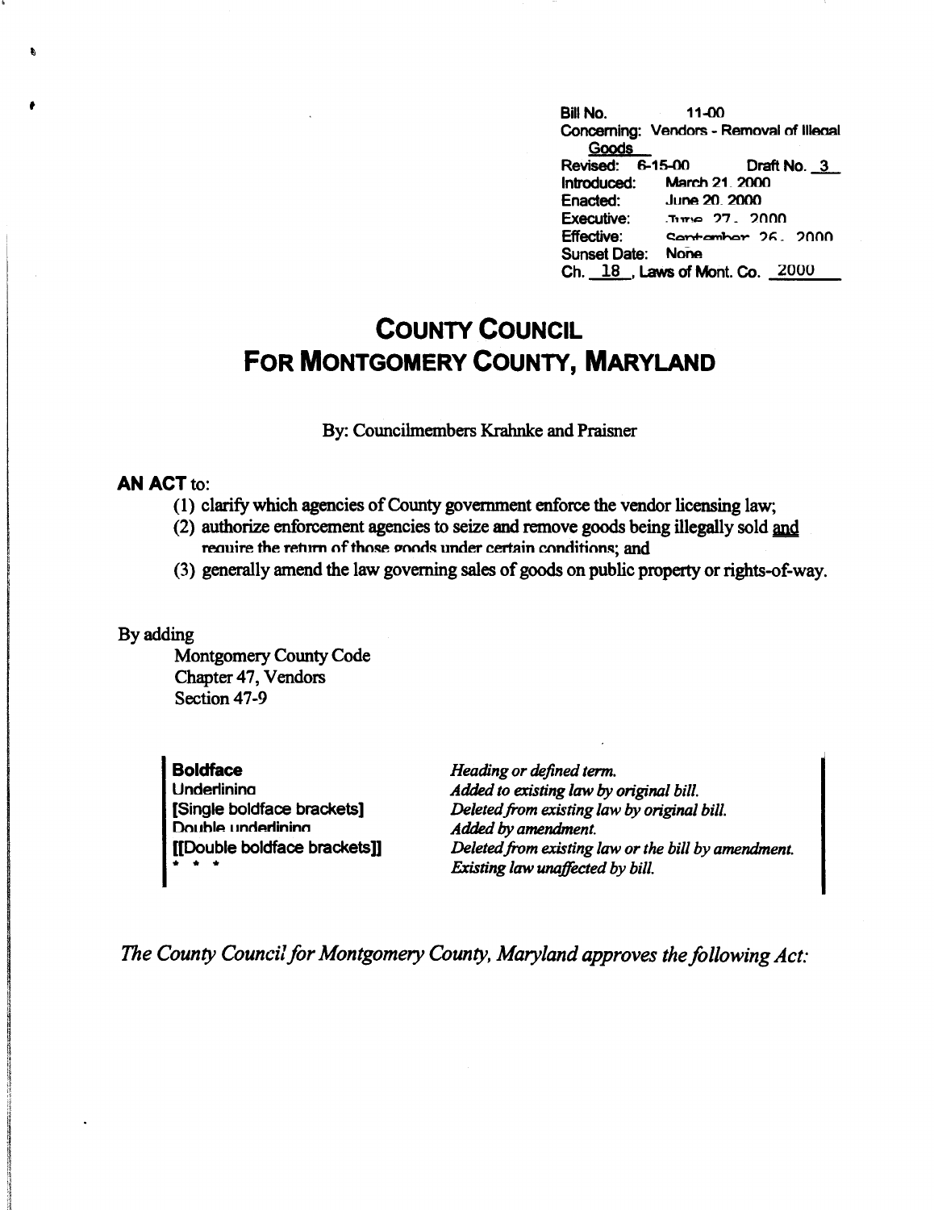Bill No. 11-00
Concerning: Vendors - Removal of Illegal Goods
Revised: 6-15-00 Draft No. 3
Introduced: March 21, 2000
Enacted: June 20, 2000
Executive: June 27, 2000
Effective: September 26, 2000
Sunset Date: None
Ch. 18, Laws of Mont. Co. 2000

# COUNTY COUNCIL FOR MONTGOMERY COUNTY, MARYLAND

By: Councilmembers Krahnke and Praisner

**AN ACT** to:

(1) clarify which agencies of County government enforce the vendor licensing law;
(2) authorize enforcement agencies to seize and remove goods being illegally sold and require the return of those goods under certain conditions; and
(3) generally amend the law governing sales of goods on public property or rights-of-way.

By adding
Montgomery County Code
Chapter 47, Vendors
Section 47-9

| | |
|---|---|
| **Boldface** | *Heading or defined term.* |
| Underlining | *Added to existing law by original bill.* |
| **[Single boldface brackets]** | *Deleted from existing law by original bill.* |
| Double underlining | *Added by amendment.* |
| **[[Double boldface brackets]]** | *Deleted from existing law or the bill by amendment.* |
| * * * | *Existing law unaffected by bill.* |

*The County Council for Montgomery County, Maryland approves the following Act:*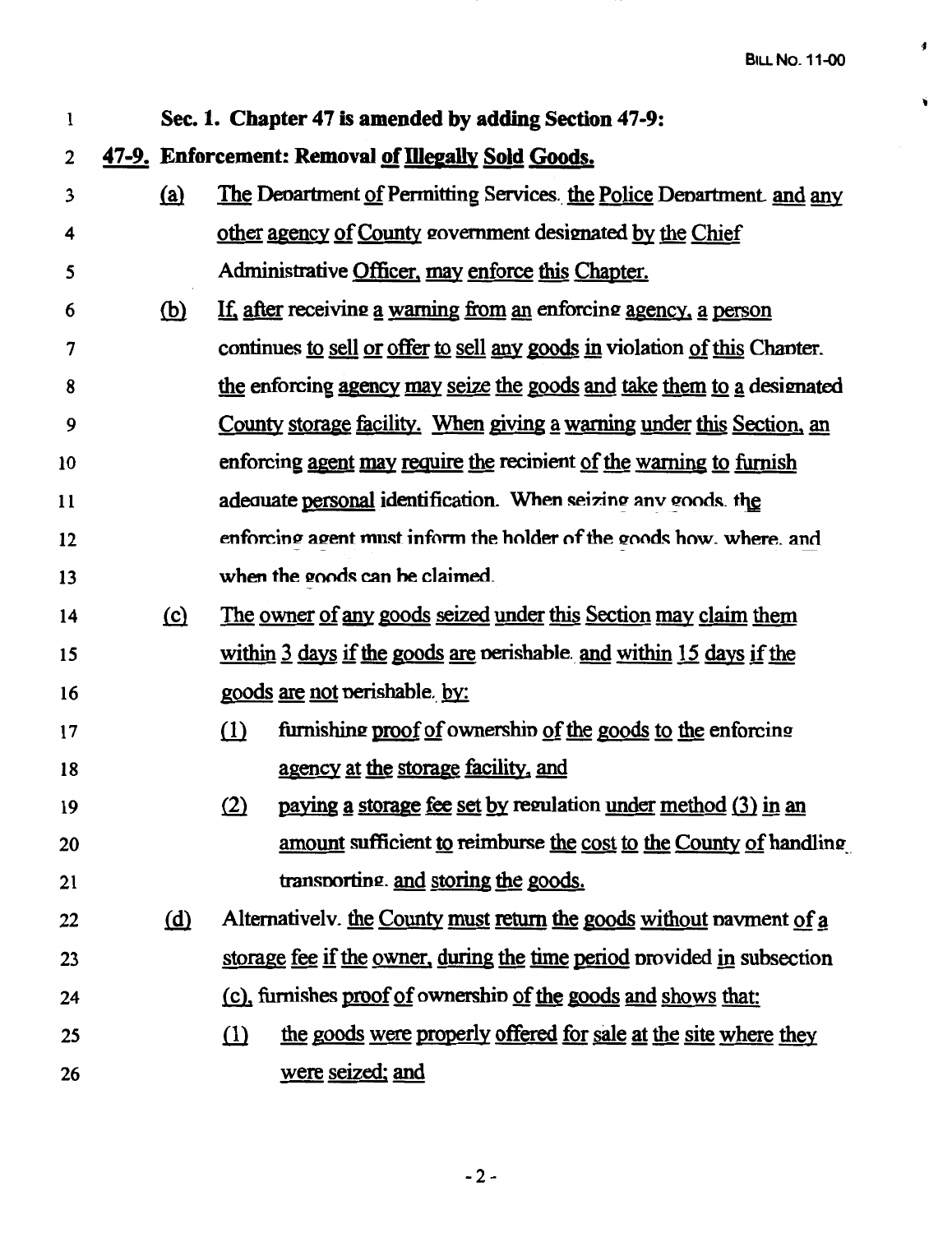**Sec. 1. Chapter 47 is amended by adding Section 47-9:**

**47-9. Enforcement: Removal of Illegally Sold Goods.**

(a) The Department of Permitting Services, the Police Department, and any other agency of County government designated by the Chief Administrative Officer, may enforce this Chapter.

(b) If, after receiving a warning from an enforcing agency, a person continues to sell or offer to sell any goods in violation of this Chapter, the enforcing agency may seize the goods and take them to a designated County storage facility. When giving a warning under this Section, an enforcing agent may require the recipient of the warning to furnish adequate personal identification. When seizing any goods, the enforcing agent must inform the holder of the goods how, where, and when the goods can be claimed.

(c) The owner of any goods seized under this Section may claim them within 3 days if the goods are perishable, and within 15 days if the goods are not perishable, by:

(1) furnishing proof of ownership of the goods to the enforcing agency at the storage facility, and

(2) paying a storage fee set by regulation under method (3) in an amount sufficient to reimburse the cost to the County of handling, transporting, and storing the goods.

(d) Alternatively, the County must return the goods without payment of a storage fee if the owner, during the time period provided in subsection (c), furnishes proof of ownership of the goods and shows that:

(1) the goods were properly offered for sale at the site where they were seized; and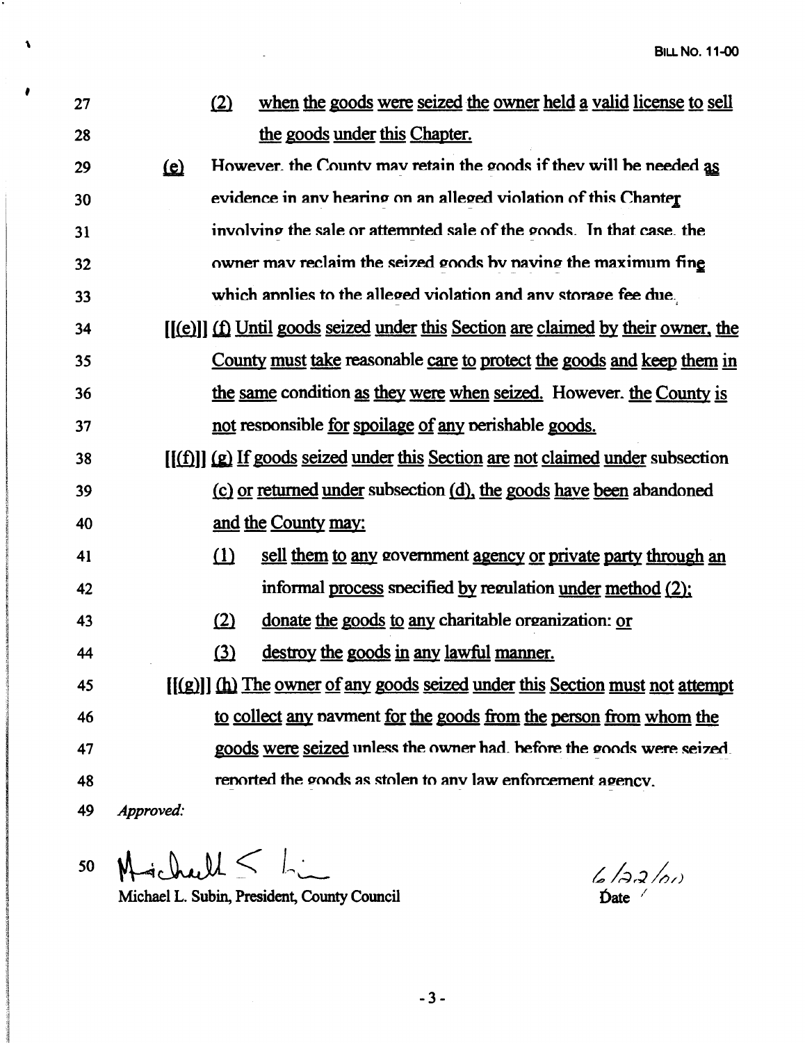27 (2) when the goods were seized the owner held a valid license to sell

28 the goods under this Chapter.

29 (e) However, the County may retain the goods if they will be needed as

30 evidence in any hearing on an alleged violation of this Chapter

31 involving the sale or attempted sale of the goods. In that case, the

32 owner may reclaim the seized goods by paying the maximum fine

33 which applies to the alleged violation and any storage fee due.

34 [[(e)]] (f) Until goods seized under this Section are claimed by their owner, the

35 County must take reasonable care to protect the goods and keep them in

36 the same condition as they were when seized. However, the County is

37 not responsible for spoilage of any perishable goods.

38 [[(f)]] (g) If goods seized under this Section are not claimed under subsection

39 (c) or returned under subsection (d), the goods have been abandoned

40 and the County may:

41 (1) sell them to any government agency or private party through an

42 informal process specified by regulation under method (2);

43 (2) donate the goods to any charitable organization; or

44 (3) destroy the goods in any lawful manner.

45 [[(g)]] (h) The owner of any goods seized under this Section must not attempt

46 to collect any payment for the goods from the person from whom the

47 goods were seized unless the owner had, before the goods were seized,

48 reported the goods as stolen to any law enforcement agency.

49 *Approved:*

50 Michael L. Subin

Michael L. Subin, President, County Council

6/22/00

Date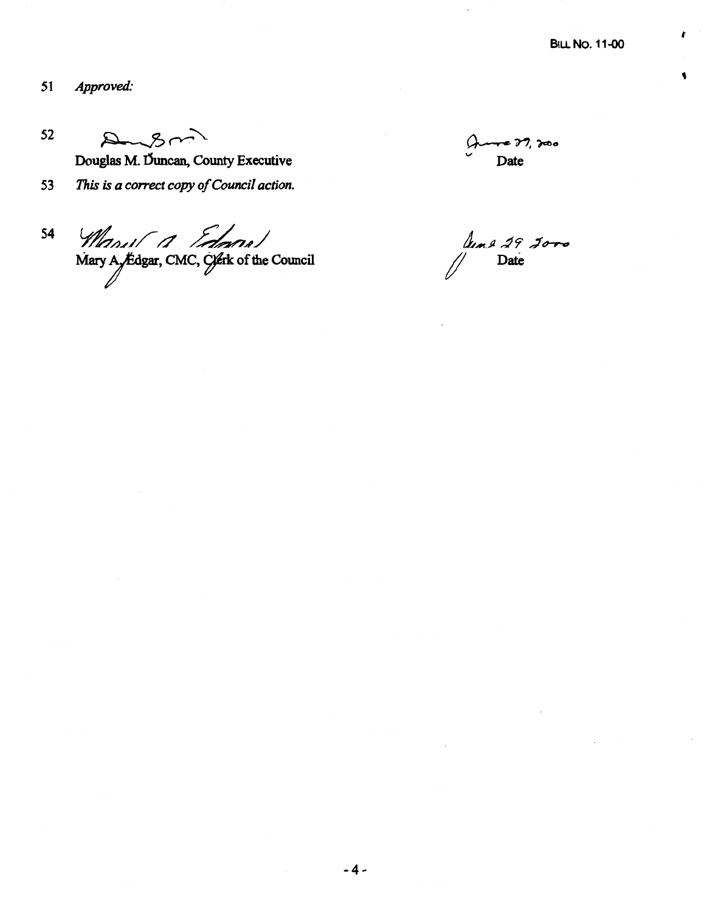51 *Approved:*

52 Douglas M. Duncan, County Executive — June 29, 2000 — Date

53 *This is a correct copy of Council action.*

54 Mary A. Edgar, CMC, Clerk of the Council — June 29 2000 — Date